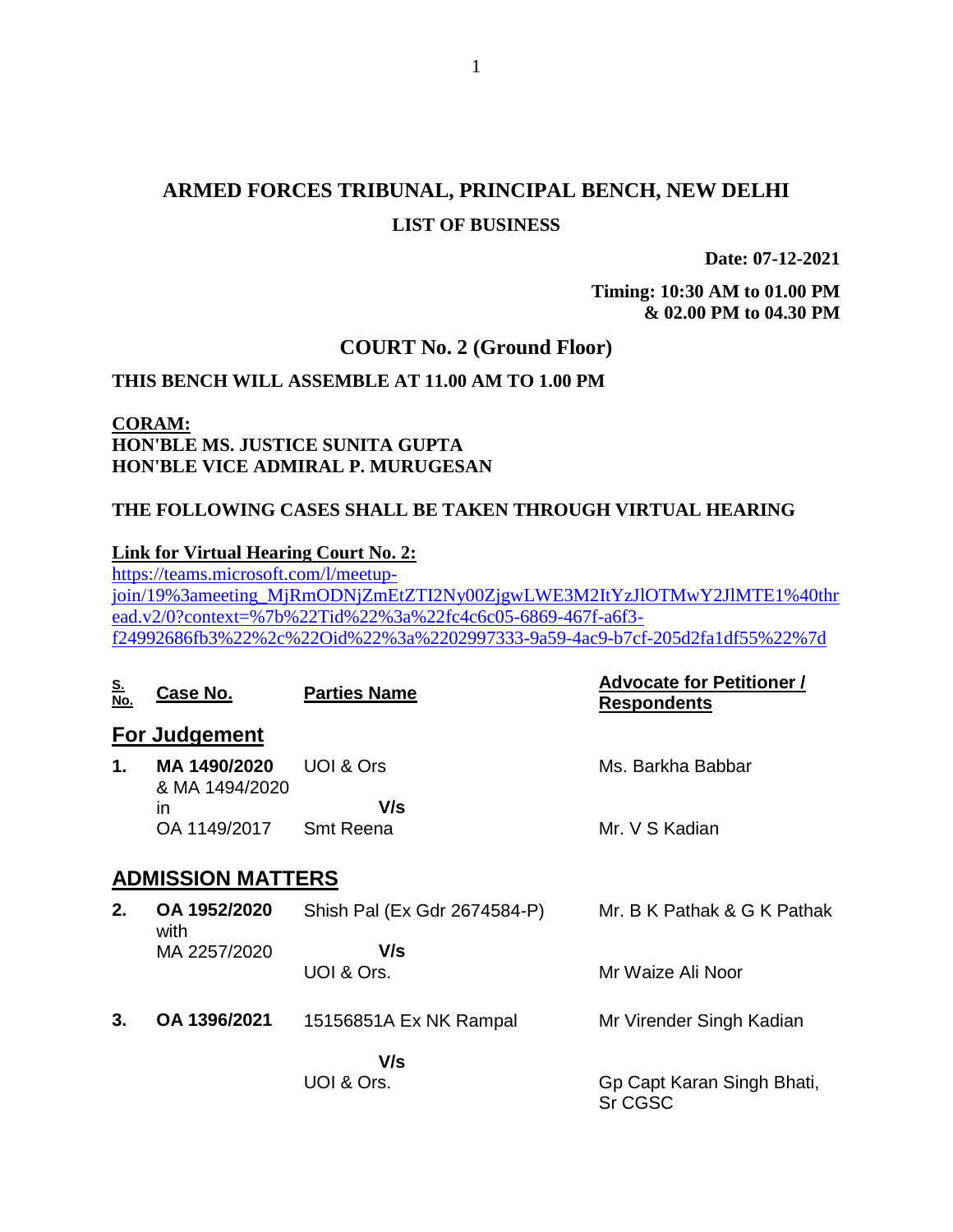# ARMED FORCES TRIBUNAL, PRINCIPAL BENCH, NEW DELHI

## LIST OF BUSINESS

**Date: 07-12-2021**

**Timing: 10:30 AM to 01.00 PM & 02.00 PM to 04.30 PM**

## COURT No. 2 (Ground Floor)

**THIS BENCH WILL ASSEMBLE AT 11.00 AM TO 1.00 PM**

**CORAM:**
**HON'BLE MS. JUSTICE SUNITA GUPTA**
**HON'BLE VICE ADMIRAL P. MURUGESAN**

**THE FOLLOWING CASES SHALL BE TAKEN THROUGH VIRTUAL HEARING**

**Link for Virtual Hearing Court No. 2:**
https://teams.microsoft.com/l/meetup-join/19%3ameeting_MjRmODNjZmEtZTI2Ny00ZjgwLWE3M2ItYzJlOTMwY2JlMTE1%40thread.v2/0?context=%7b%22Tid%22%3a%22fc4c6c05-6869-467f-a6f3-f24992686fb3%22%2c%22Oid%22%3a%2202997333-9a59-4ac9-b7cf-205d2fa1df55%22%7d

| S. No. | Case No. | Parties Name | Advocate for Petitioner / Respondents |
|---|---|---|---|
| **For Judgement** | | | |
| **1.** | **MA 1490/2020** & MA 1494/2020 in OA 1149/2017 | UOI & Ors **V/s** Smt Reena | Ms. Barkha Babbar<br>Mr. V S Kadian |
| **ADMISSION MATTERS** | | | |
| **2.** | **OA 1952/2020** with MA 2257/2020 | Shish Pal (Ex Gdr 2674584-P) **V/s** UOI & Ors. | Mr. B K Pathak & G K Pathak<br>Mr Waize Ali Noor |
| **3.** | **OA 1396/2021** | 15156851A Ex NK Rampal **V/s** UOI & Ors. | Mr Virender Singh Kadian<br>Gp Capt Karan Singh Bhati, Sr CGSC |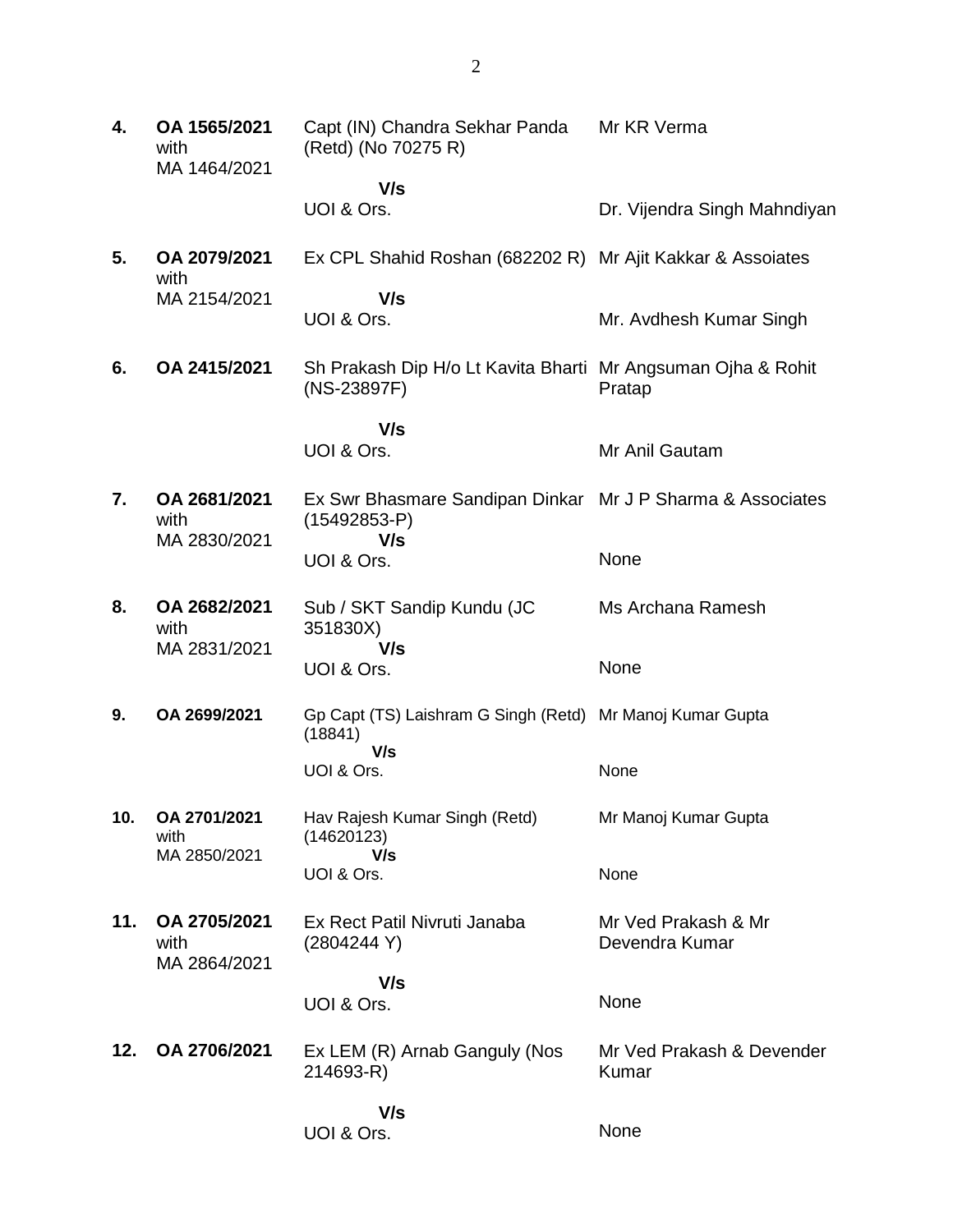| | | | |
|---|---|---|---|
| **4.** | **OA 1565/2021** with MA 1464/2021 | Capt (IN) Chandra Sekhar Panda (Retd) (No 70275 R)<br>**V/s**<br>UOI & Ors. | Mr KR Verma<br><br>Dr. Vijendra Singh Mahndiyan |
| **5.** | **OA 2079/2021** with MA 2154/2021 | Ex CPL Shahid Roshan (682202 R)<br>**V/s**<br>UOI & Ors. | Mr Ajit Kakkar & Assoiates<br><br>Mr. Avdhesh Kumar Singh |
| **6.** | **OA 2415/2021** | Sh Prakash Dip H/o Lt Kavita Bharti (NS-23897F)<br>**V/s**<br>UOI & Ors. | Mr Angsuman Ojha & Rohit Pratap<br><br>Mr Anil Gautam |
| **7.** | **OA 2681/2021** with MA 2830/2021 | Ex Swr Bhasmare Sandipan Dinkar (15492853-P)<br>**V/s**<br>UOI & Ors. | Mr J P Sharma & Associates<br><br>None |
| **8.** | **OA 2682/2021** with MA 2831/2021 | Sub / SKT Sandip Kundu (JC 351830X)<br>**V/s**<br>UOI & Ors. | Ms Archana Ramesh<br><br>None |
| **9.** | **OA 2699/2021** | Gp Capt (TS) Laishram G Singh (Retd) (18841)<br>**V/s**<br>UOI & Ors. | Mr Manoj Kumar Gupta<br><br>None |
| **10.** | **OA 2701/2021** with MA 2850/2021 | Hav Rajesh Kumar Singh (Retd) (14620123)<br>**V/s**<br>UOI & Ors. | Mr Manoj Kumar Gupta<br><br>None |
| **11.** | **OA 2705/2021** with MA 2864/2021 | Ex Rect Patil Nivruti Janaba (2804244 Y)<br>**V/s**<br>UOI & Ors. | Mr Ved Prakash & Mr Devendra Kumar<br><br>None |
| **12.** | **OA 2706/2021** | Ex LEM (R) Arnab Ganguly (Nos 214693-R)<br>**V/s**<br>UOI & Ors. | Mr Ved Prakash & Devender Kumar<br><br>None |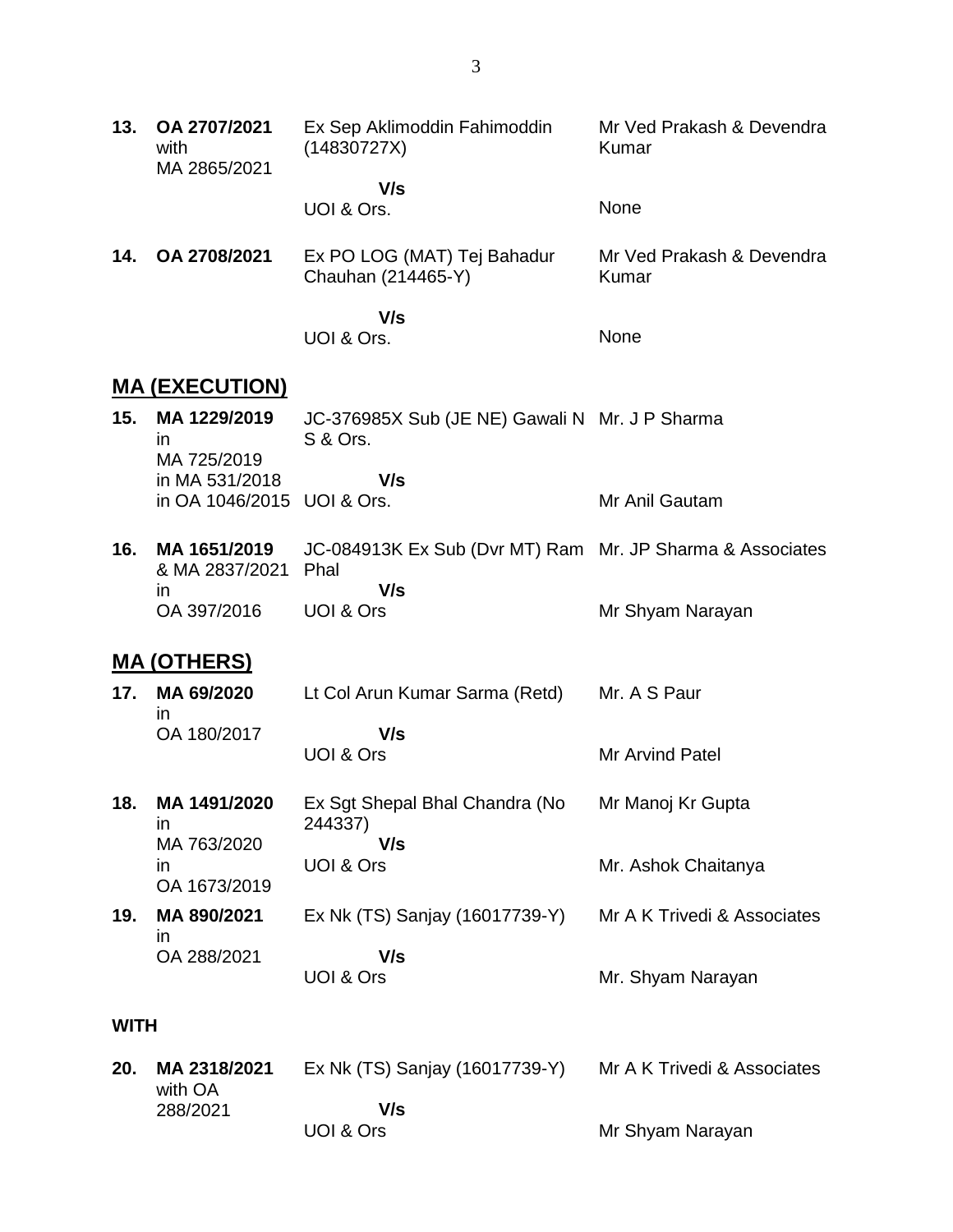| | | | |
|---|---|---|---|
| **13.** | **OA 2707/2021** with MA 2865/2021 | Ex Sep Aklimoddin Fahimoddin (14830727X)<br>**V/s**<br>UOI & Ors. | Mr Ved Prakash & Devendra Kumar<br><br>None |
| **14.** | **OA 2708/2021** | Ex PO LOG (MAT) Tej Bahadur Chauhan (214465-Y)<br>**V/s**<br>UOI & Ors. | Mr Ved Prakash & Devendra Kumar<br><br>None |

## MA (EXECUTION)

| | | | |
|---|---|---|---|
| **15.** | **MA 1229/2019** in MA 725/2019 in MA 531/2018 in OA 1046/2015 | JC-376985X Sub (JE NE) Gawali N S & Ors.<br>**V/s**<br>UOI & Ors. | Mr. J P Sharma<br><br>Mr Anil Gautam |
| **16.** | **MA 1651/2019** & MA 2837/2021 in OA 397/2016 | JC-084913K Ex Sub (Dvr MT) Ram Phal<br>**V/s**<br>UOI & Ors | Mr. JP Sharma & Associates<br><br>Mr Shyam Narayan |

## MA (OTHERS)

| | | | |
|---|---|---|---|
| **17.** | **MA 69/2020** in OA 180/2017 | Lt Col Arun Kumar Sarma (Retd)<br>**V/s**<br>UOI & Ors | Mr. A S Paur<br><br>Mr Arvind Patel |
| **18.** | **MA 1491/2020** in MA 763/2020 in OA 1673/2019 | Ex Sgt Shepal Bhal Chandra (No 244337)<br>**V/s**<br>UOI & Ors | Mr Manoj Kr Gupta<br><br>Mr. Ashok Chaitanya |
| **19.** | **MA 890/2021** in OA 288/2021 | Ex Nk (TS) Sanjay (16017739-Y)<br>**V/s**<br>UOI & Ors | Mr A K Trivedi & Associates<br><br>Mr. Shyam Narayan |

**WITH**

| | | | |
|---|---|---|---|
| **20.** | **MA 2318/2021** with OA 288/2021 | Ex Nk (TS) Sanjay (16017739-Y)<br>**V/s**<br>UOI & Ors | Mr A K Trivedi & Associates<br><br>Mr Shyam Narayan |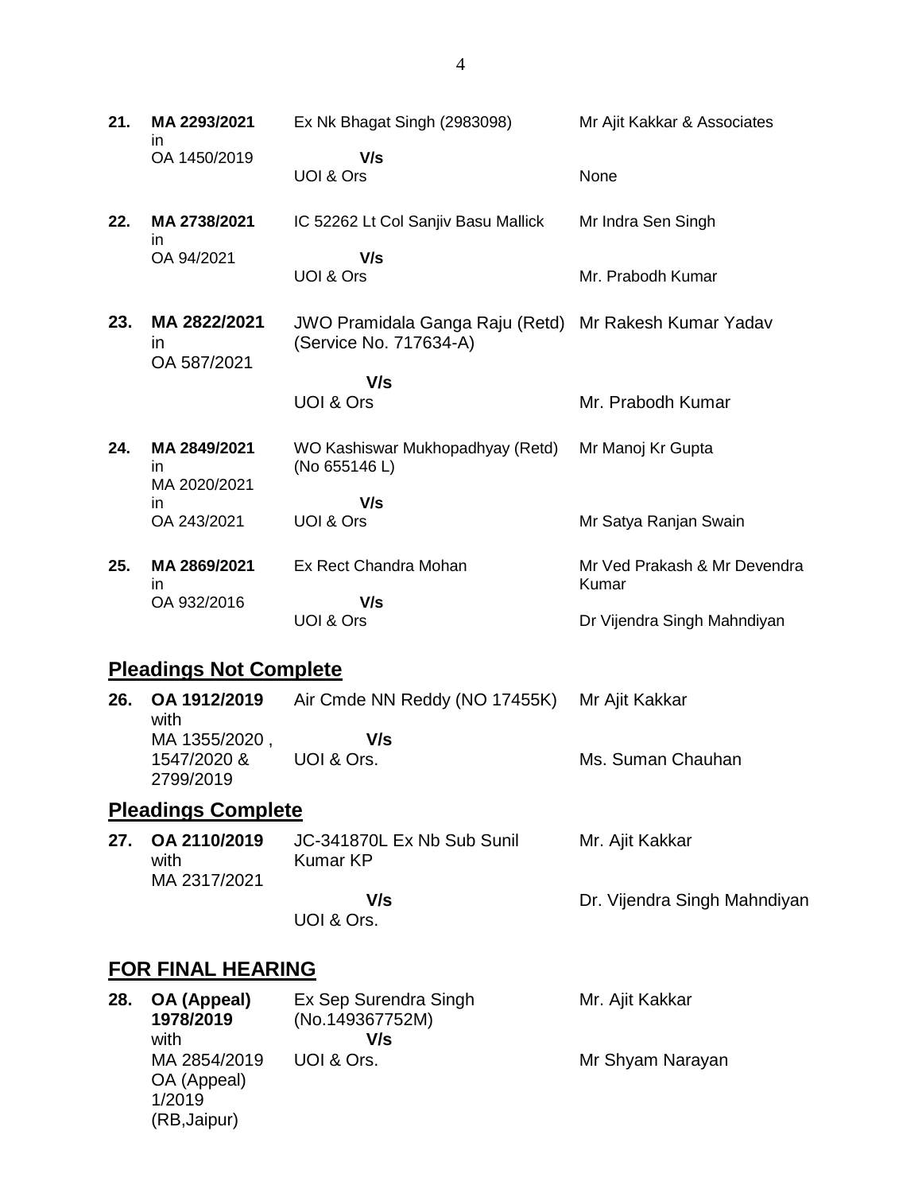| | | | |
|---|---|---|---|
| **21.** | **MA 2293/2021** in OA 1450/2019 | Ex Nk Bhagat Singh (2983098) **V/s** UOI & Ors | Mr Ajit Kakkar & Associates<br><br>None |
| **22.** | **MA 2738/2021** in OA 94/2021 | IC 52262 Lt Col Sanjiv Basu Mallick **V/s** UOI & Ors | Mr Indra Sen Singh<br><br>Mr. Prabodh Kumar |
| **23.** | **MA 2822/2021** in OA 587/2021 | JWO Pramidala Ganga Raju (Retd) (Service No. 717634-A) **V/s** UOI & Ors | Mr Rakesh Kumar Yadav<br><br>Mr. Prabodh Kumar |
| **24.** | **MA 2849/2021** in MA 2020/2021 in OA 243/2021 | WO Kashiswar Mukhopadhyay (Retd) (No 655146 L) **V/s** UOI & Ors | Mr Manoj Kr Gupta<br><br>Mr Satya Ranjan Swain |
| **25.** | **MA 2869/2021** in OA 932/2016 | Ex Rect Chandra Mohan **V/s** UOI & Ors | Mr Ved Prakash & Mr Devendra Kumar<br><br>Dr Vijendra Singh Mahndiyan |

## Pleadings Not Complete

| | | | |
|---|---|---|---|
| **26.** | **OA 1912/2019** with MA 1355/2020 , 1547/2020 & 2799/2019 | Air Cmde NN Reddy (NO 17455K) **V/s** UOI & Ors. | Mr Ajit Kakkar<br><br>Ms. Suman Chauhan |

## Pleadings Complete

| | | | |
|---|---|---|---|
| **27.** | **OA 2110/2019** with MA 2317/2021 | JC-341870L Ex Nb Sub Sunil Kumar KP **V/s** UOI & Ors. | Mr. Ajit Kakkar<br><br>Dr. Vijendra Singh Mahndiyan |

## FOR FINAL HEARING

| | | | |
|---|---|---|---|
| **28.** | **OA (Appeal) 1978/2019** with MA 2854/2019 OA (Appeal) 1/2019 (RB,Jaipur) | Ex Sep Surendra Singh (No.149367752M) **V/s** UOI & Ors. | Mr. Ajit Kakkar<br><br>Mr Shyam Narayan |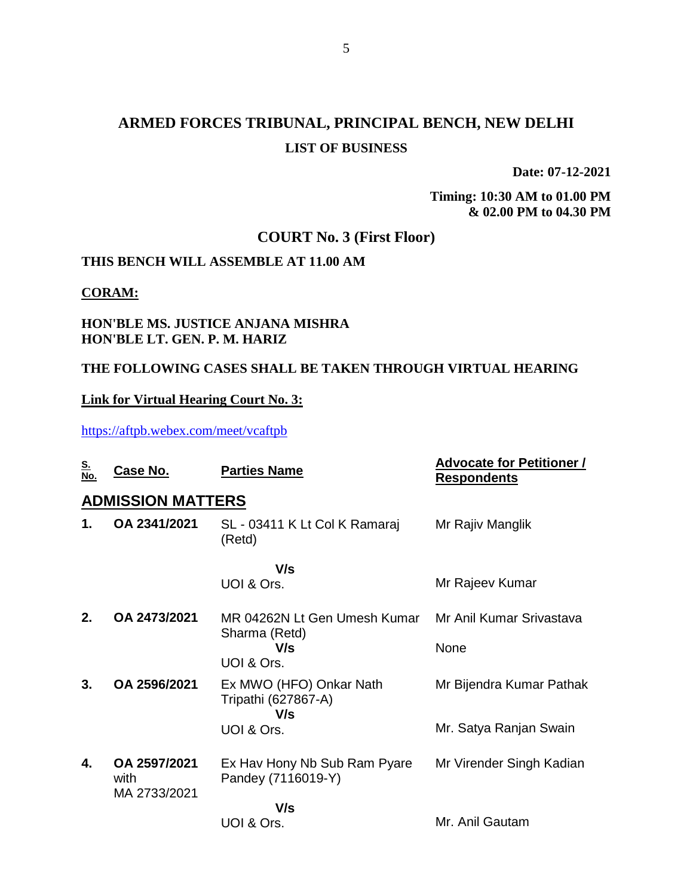# ARMED FORCES TRIBUNAL, PRINCIPAL BENCH, NEW DELHI

## LIST OF BUSINESS

**Date: 07-12-2021**

**Timing: 10:30 AM to 01.00 PM & 02.00 PM to 04.30 PM**

## COURT No. 3 (First Floor)

**THIS BENCH WILL ASSEMBLE AT 11.00 AM**

**CORAM:**

**HON'BLE MS. JUSTICE ANJANA MISHRA**
**HON'BLE LT. GEN. P. M. HARIZ**

**THE FOLLOWING CASES SHALL BE TAKEN THROUGH VIRTUAL HEARING**

**Link for Virtual Hearing Court No. 3:**

https://aftpb.webex.com/meet/vcaftpb

| S. No. | Case No. | Parties Name | Advocate for Petitioner / Respondents |
|---|---|---|---|
| **ADMISSION MATTERS** | | | |
| **1.** | **OA 2341/2021** | SL - 03411 K Lt Col K Ramaraj (Retd) | Mr Rajiv Manglik |
| | | **V/s** | |
| | | UOI & Ors. | Mr Rajeev Kumar |
| **2.** | **OA 2473/2021** | MR 04262N Lt Gen Umesh Kumar Sharma (Retd) | Mr Anil Kumar Srivastava |
| | | **V/s** | None |
| | | UOI & Ors. | |
| **3.** | **OA 2596/2021** | Ex MWO (HFO) Onkar Nath Tripathi (627867-A) | Mr Bijendra Kumar Pathak |
| | | **V/s** | |
| | | UOI & Ors. | Mr. Satya Ranjan Swain |
| **4.** | **OA 2597/2021** with MA 2733/2021 | Ex Hav Hony Nb Sub Ram Pyare Pandey (7116019-Y) | Mr Virender Singh Kadian |
| | | **V/s** | |
| | | UOI & Ors. | Mr. Anil Gautam |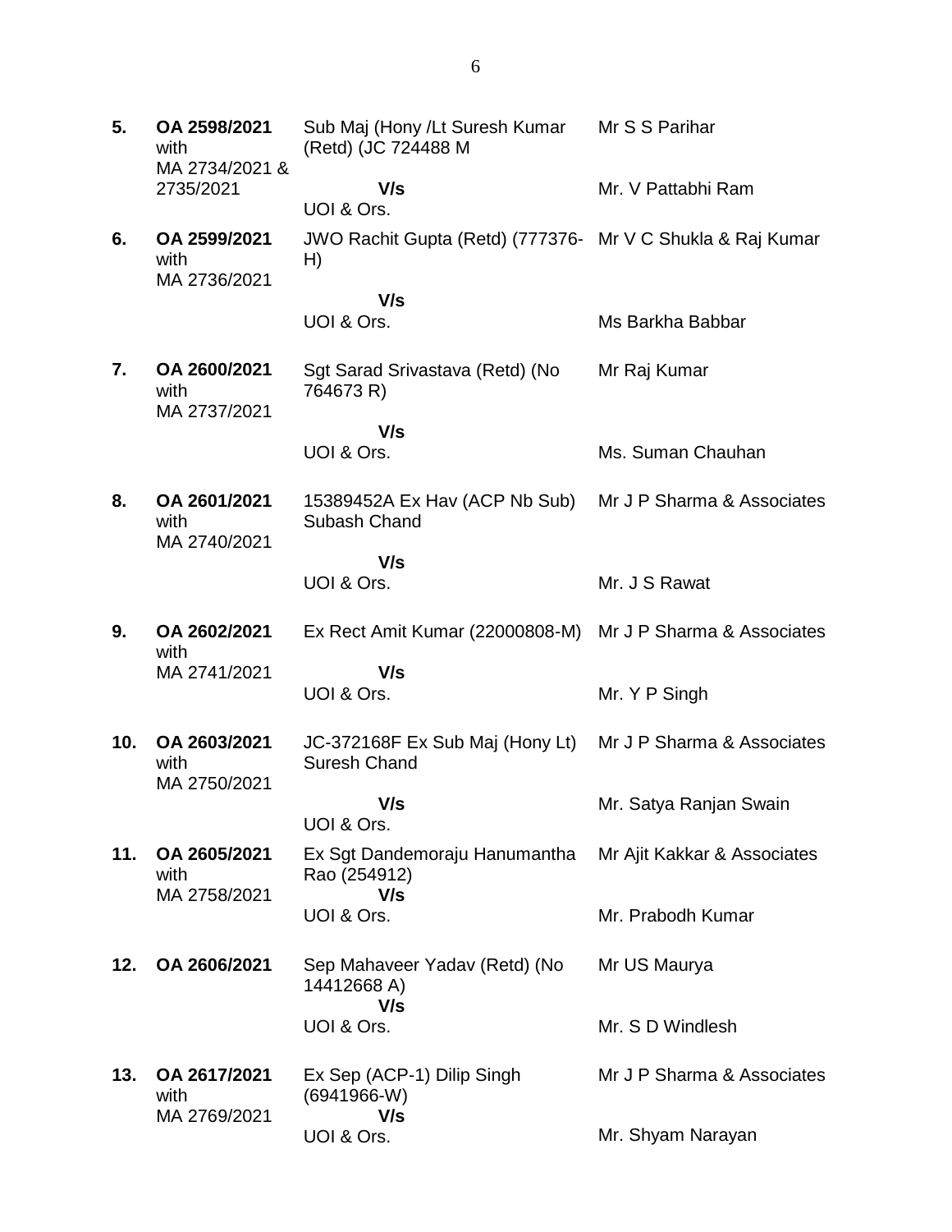| | | | |
|---|---|---|---|
| **5.** | **OA 2598/2021** with MA 2734/2021 & 2735/2021 | Sub Maj (Hony /Lt Suresh Kumar (Retd) (JC 724488 M<br>**V/s**<br>UOI & Ors. | Mr S S Parihar<br><br>Mr. V Pattabhi Ram |
| **6.** | **OA 2599/2021** with MA 2736/2021 | JWO Rachit Gupta (Retd) (777376-H)<br>**V/s**<br>UOI & Ors. | Mr V C Shukla & Raj Kumar<br><br>Ms Barkha Babbar |
| **7.** | **OA 2600/2021** with MA 2737/2021 | Sgt Sarad Srivastava (Retd) (No 764673 R)<br>**V/s**<br>UOI & Ors. | Mr Raj Kumar<br><br>Ms. Suman Chauhan |
| **8.** | **OA 2601/2021** with MA 2740/2021 | 15389452A Ex Hav (ACP Nb Sub) Subash Chand<br>**V/s**<br>UOI & Ors. | Mr J P Sharma & Associates<br><br>Mr. J S Rawat |
| **9.** | **OA 2602/2021** with MA 2741/2021 | Ex Rect Amit Kumar (22000808-M)<br>**V/s**<br>UOI & Ors. | Mr J P Sharma & Associates<br><br>Mr. Y P Singh |
| **10.** | **OA 2603/2021** with MA 2750/2021 | JC-372168F Ex Sub Maj (Hony Lt) Suresh Chand<br>**V/s**<br>UOI & Ors. | Mr J P Sharma & Associates<br><br>Mr. Satya Ranjan Swain |
| **11.** | **OA 2605/2021** with MA 2758/2021 | Ex Sgt Dandemoraju Hanumantha Rao (254912)<br>**V/s**<br>UOI & Ors. | Mr Ajit Kakkar & Associates<br><br>Mr. Prabodh Kumar |
| **12.** | **OA 2606/2021** | Sep Mahaveer Yadav (Retd) (No 14412668 A)<br>**V/s**<br>UOI & Ors. | Mr US Maurya<br><br>Mr. S D Windlesh |
| **13.** | **OA 2617/2021** with MA 2769/2021 | Ex Sep (ACP-1) Dilip Singh (6941966-W)<br>**V/s**<br>UOI & Ors. | Mr J P Sharma & Associates<br><br>Mr. Shyam Narayan |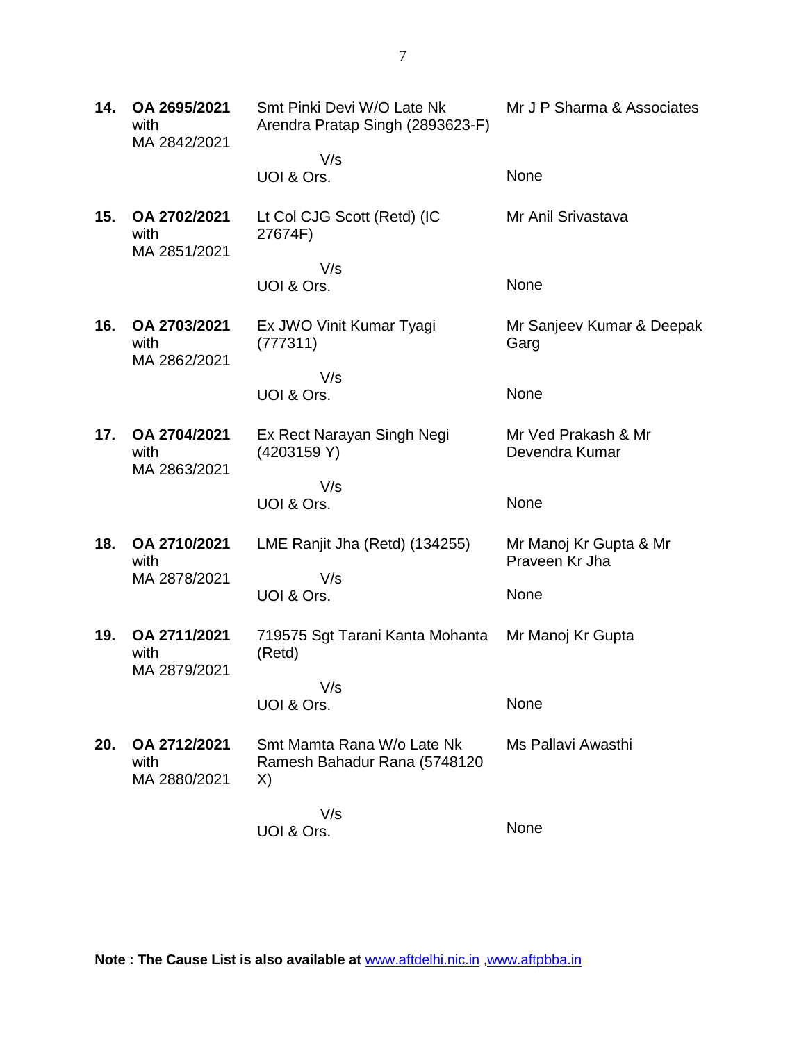| | | | |
|---|---|---|---|
| **14.** | **OA 2695/2021** with MA 2842/2021 | Smt Pinki Devi W/O Late Nk Arendra Pratap Singh (2893623-F) V/s UOI & Ors. | Mr J P Sharma & Associates<br>None |
| **15.** | **OA 2702/2021** with MA 2851/2021 | Lt Col CJG Scott (Retd) (IC 27674F) V/s UOI & Ors. | Mr Anil Srivastava<br>None |
| **16.** | **OA 2703/2021** with MA 2862/2021 | Ex JWO Vinit Kumar Tyagi (777311) V/s UOI & Ors. | Mr Sanjeev Kumar & Deepak Garg<br>None |
| **17.** | **OA 2704/2021** with MA 2863/2021 | Ex Rect Narayan Singh Negi (4203159 Y) V/s UOI & Ors. | Mr Ved Prakash & Mr Devendra Kumar<br>None |
| **18.** | **OA 2710/2021** with MA 2878/2021 | LME Ranjit Jha (Retd) (134255) V/s UOI & Ors. | Mr Manoj Kr Gupta & Mr Praveen Kr Jha<br>None |
| **19.** | **OA 2711/2021** with MA 2879/2021 | 719575 Sgt Tarani Kanta Mohanta (Retd) V/s UOI & Ors. | Mr Manoj Kr Gupta<br>None |
| **20.** | **OA 2712/2021** with MA 2880/2021 | Smt Mamta Rana W/o Late Nk Ramesh Bahadur Rana (5748120 X) V/s UOI & Ors. | Ms Pallavi Awasthi<br>None |

**Note : The Cause List is also available at** www.aftdelhi.nic.in ,www.aftpbba.in